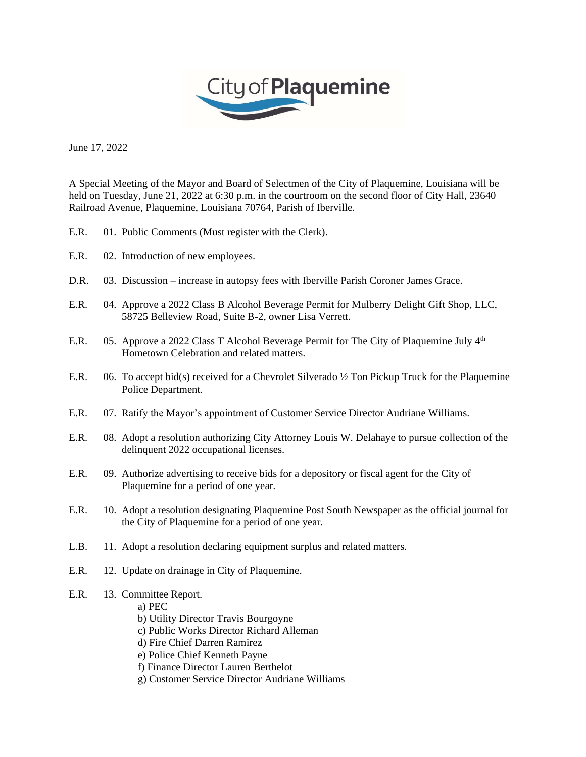City of Plaquemine

June 17, 2022

A Special Meeting of the Mayor and Board of Selectmen of the City of Plaquemine, Louisiana will be held on Tuesday, June 21, 2022 at 6:30 p.m. in the courtroom on the second floor of City Hall, 23640 Railroad Avenue, Plaquemine, Louisiana 70764, Parish of Iberville.

E.R. 01. Public Comments (Must register with the Clerk).

E.R. 02. Introduction of new employees.

D.R. 03. Discussion – increase in autopsy fees with Iberville Parish Coroner James Grace.

E.R. 04. Approve a 2022 Class B Alcohol Beverage Permit for Mulberry Delight Gift Shop, LLC, 58725 Belleview Road, Suite B-2, owner Lisa Verrett.

E.R. 05. Approve a 2022 Class T Alcohol Beverage Permit for The City of Plaquemine July 4th Hometown Celebration and related matters.

E.R. 06. To accept bid(s) received for a Chevrolet Silverado ½ Ton Pickup Truck for the Plaquemine Police Department.

E.R. 07. Ratify the Mayor's appointment of Customer Service Director Audriane Williams.

E.R. 08. Adopt a resolution authorizing City Attorney Louis W. Delahaye to pursue collection of the delinquent 2022 occupational licenses.

E.R. 09. Authorize advertising to receive bids for a depository or fiscal agent for the City of Plaquemine for a period of one year.

E.R. 10. Adopt a resolution designating Plaquemine Post South Newspaper as the official journal for the City of Plaquemine for a period of one year.

L.B. 11. Adopt a resolution declaring equipment surplus and related matters.

E.R. 12. Update on drainage in City of Plaquemine.

E.R. 13. Committee Report.

a) PEC  
b) Utility Director Travis Bourgoyne  
c) Public Works Director Richard Alleman  
d) Fire Chief Darren Ramirez  
e) Police Chief Kenneth Payne  
f) Finance Director Lauren Berthelot  
g) Customer Service Director Audriane Williams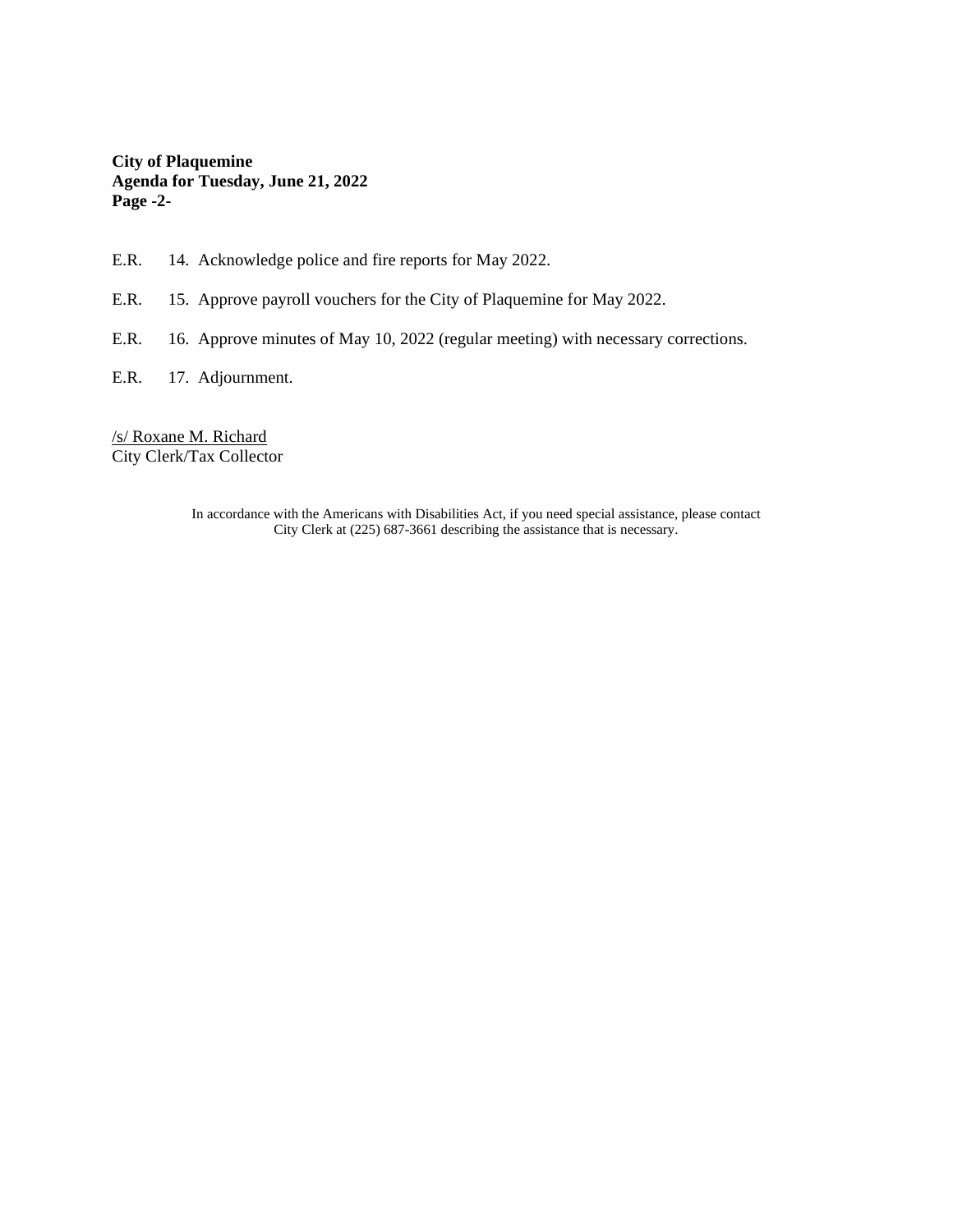E.R. 14. Acknowledge police and fire reports for May 2022.

E.R. 15. Approve payroll vouchers for the City of Plaquemine for May 2022.

E.R. 16. Approve minutes of May 10, 2022 (regular meeting) with necessary corrections.

E.R. 17. Adjournment.

/s/ Roxane M. Richard
City Clerk/Tax Collector

In accordance with the Americans with Disabilities Act, if you need special assistance, please contact City Clerk at (225) 687-3661 describing the assistance that is necessary.